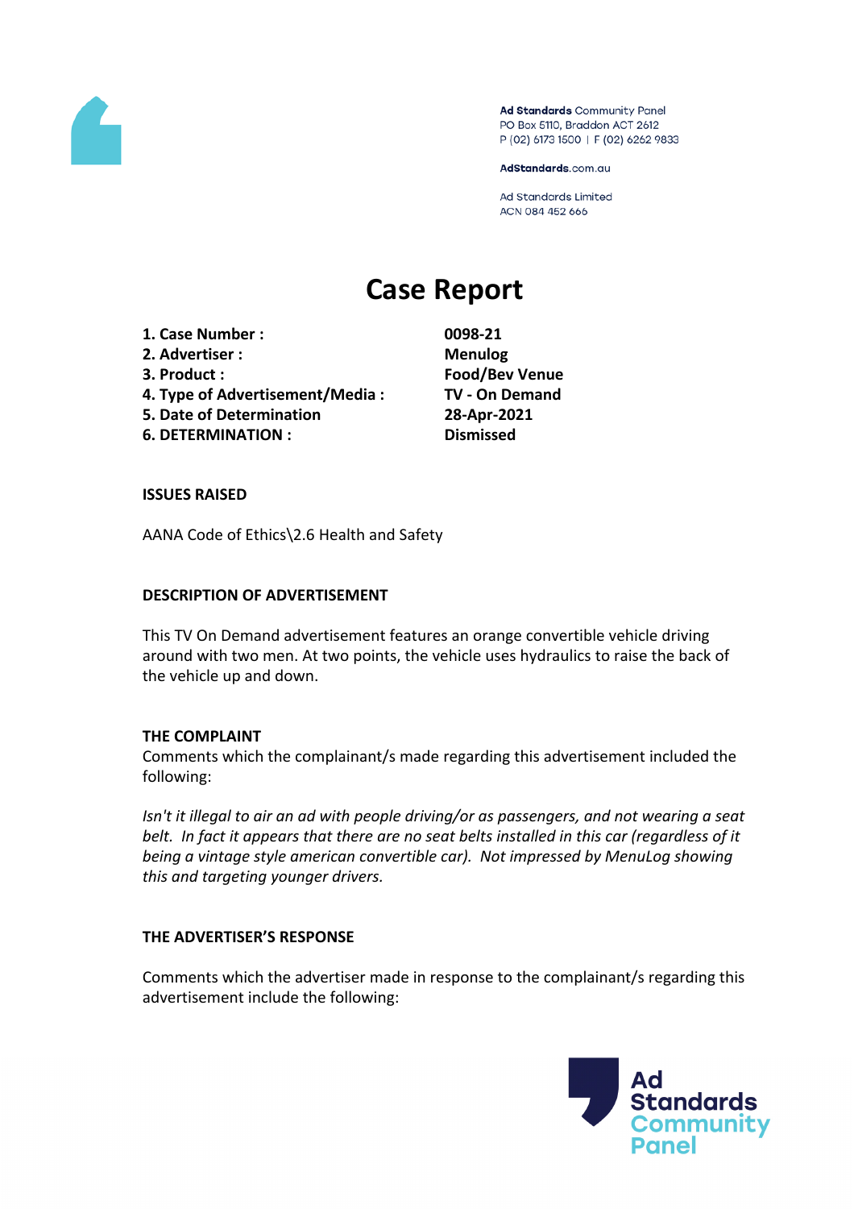Ad Standards Community Panel
PO Box 5110, Braddon ACT 2612
P (02) 6173 1500 | F (02) 6262 9833

AdStandards.com.au

Ad Standards Limited
ACN 084 452 666

# Case Report

| | |
|---|---|
| **1. Case Number :** | **0098-21** |
| **2. Advertiser :** | **Menulog** |
| **3. Product :** | **Food/Bev Venue** |
| **4. Type of Advertisement/Media :** | **TV - On Demand** |
| **5. Date of Determination** | **28-Apr-2021** |
| **6. DETERMINATION :** | **Dismissed** |

**ISSUES RAISED**

AANA Code of Ethics\2.6 Health and Safety

**DESCRIPTION OF ADVERTISEMENT**

This TV On Demand advertisement features an orange convertible vehicle driving around with two men. At two points, the vehicle uses hydraulics to raise the back of the vehicle up and down.

**THE COMPLAINT**

Comments which the complainant/s made regarding this advertisement included the following:

*Isn't it illegal to air an ad with people driving/or as passengers, and not wearing a seat belt. In fact it appears that there are no seat belts installed in this car (regardless of it being a vintage style american convertible car). Not impressed by MenuLog showing this and targeting younger drivers.*

**THE ADVERTISER'S RESPONSE**

Comments which the advertiser made in response to the complainant/s regarding this advertisement include the following: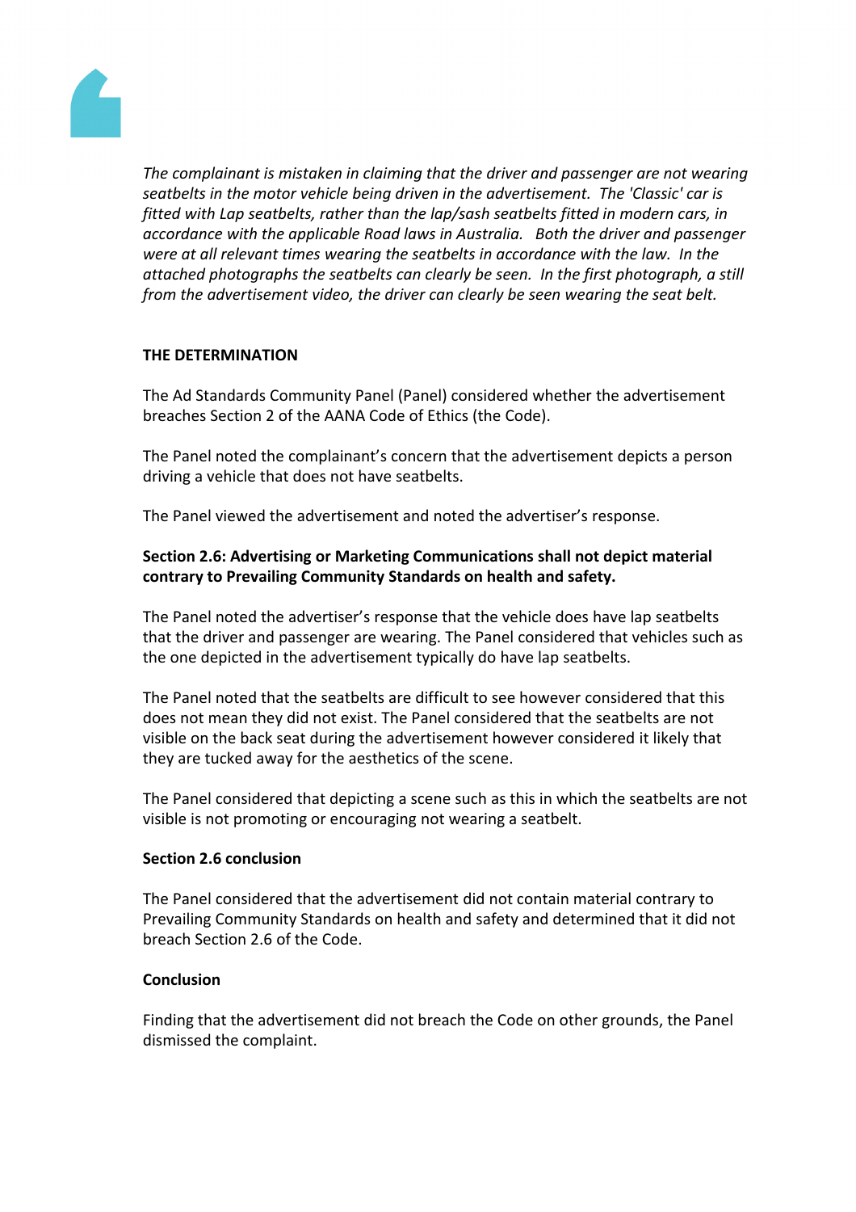*The complainant is mistaken in claiming that the driver and passenger are not wearing seatbelts in the motor vehicle being driven in the advertisement. The 'Classic' car is fitted with Lap seatbelts, rather than the lap/sash seatbelts fitted in modern cars, in accordance with the applicable Road laws in Australia. Both the driver and passenger were at all relevant times wearing the seatbelts in accordance with the law. In the attached photographs the seatbelts can clearly be seen. In the first photograph, a still from the advertisement video, the driver can clearly be seen wearing the seat belt.*

**THE DETERMINATION**

The Ad Standards Community Panel (Panel) considered whether the advertisement breaches Section 2 of the AANA Code of Ethics (the Code).

The Panel noted the complainant's concern that the advertisement depicts a person driving a vehicle that does not have seatbelts.

The Panel viewed the advertisement and noted the advertiser's response.

**Section 2.6: Advertising or Marketing Communications shall not depict material contrary to Prevailing Community Standards on health and safety.**

The Panel noted the advertiser's response that the vehicle does have lap seatbelts that the driver and passenger are wearing. The Panel considered that vehicles such as the one depicted in the advertisement typically do have lap seatbelts.

The Panel noted that the seatbelts are difficult to see however considered that this does not mean they did not exist. The Panel considered that the seatbelts are not visible on the back seat during the advertisement however considered it likely that they are tucked away for the aesthetics of the scene.

The Panel considered that depicting a scene such as this in which the seatbelts are not visible is not promoting or encouraging not wearing a seatbelt.

**Section 2.6 conclusion**

The Panel considered that the advertisement did not contain material contrary to Prevailing Community Standards on health and safety and determined that it did not breach Section 2.6 of the Code.

**Conclusion**

Finding that the advertisement did not breach the Code on other grounds, the Panel dismissed the complaint.